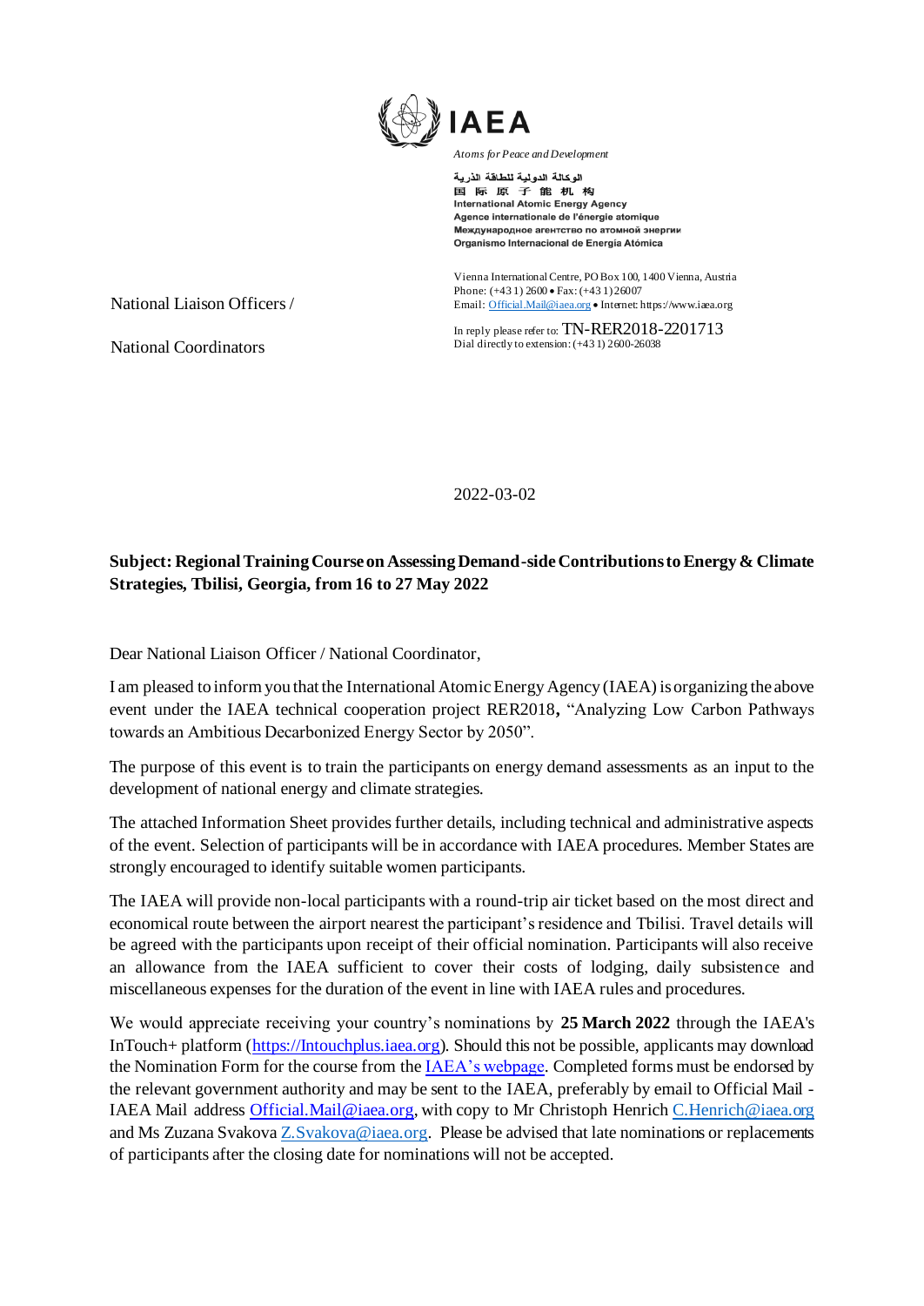**IAEA**

*Atoms for Peace and Development*

الوكالة الدولية للطاقة الذرية
国际原子能机构
International Atomic Energy Agency
Agence internationale de l'énergie atomique
Международное агентство по атомной энергии
Organismo Internacional de Energía Atómica

Vienna International Centre, PO Box 100, 1400 Vienna, Austria
Phone: (+43 1) 2600 • Fax: (+43 1) 26007
Email: Official.Mail@iaea.org • Internet: https://www.iaea.org

In reply please refer to: TN-RER2018-2201713
Dial directly to extension: (+43 1) 2600-26038

National Liaison Officers /

National Coordinators

2022-03-02

**Subject: Regional Training Course on Assessing Demand-side Contributions to Energy & Climate Strategies, Tbilisi, Georgia, from 16 to 27 May 2022**

Dear National Liaison Officer / National Coordinator,

I am pleased to inform you that the International Atomic Energy Agency (IAEA) is organizing the above event under the IAEA technical cooperation project RER2018, "Analyzing Low Carbon Pathways towards an Ambitious Decarbonized Energy Sector by 2050".

The purpose of this event is to train the participants on energy demand assessments as an input to the development of national energy and climate strategies.

The attached Information Sheet provides further details, including technical and administrative aspects of the event. Selection of participants will be in accordance with IAEA procedures. Member States are strongly encouraged to identify suitable women participants.

The IAEA will provide non-local participants with a round-trip air ticket based on the most direct and economical route between the airport nearest the participant's residence and Tbilisi. Travel details will be agreed with the participants upon receipt of their official nomination. Participants will also receive an allowance from the IAEA sufficient to cover their costs of lodging, daily subsistence and miscellaneous expenses for the duration of the event in line with IAEA rules and procedures.

We would appreciate receiving your country's nominations by **25 March 2022** through the IAEA's InTouch+ platform (https://Intouchplus.iaea.org). Should this not be possible, applicants may download the Nomination Form for the course from the IAEA's webpage. Completed forms must be endorsed by the relevant government authority and may be sent to the IAEA, preferably by email to Official Mail - IAEA Mail address Official.Mail@iaea.org, with copy to Mr Christoph Henrich C.Henrich@iaea.org and Ms Zuzana Svakova Z.Svakova@iaea.org. Please be advised that late nominations or replacements of participants after the closing date for nominations will not be accepted.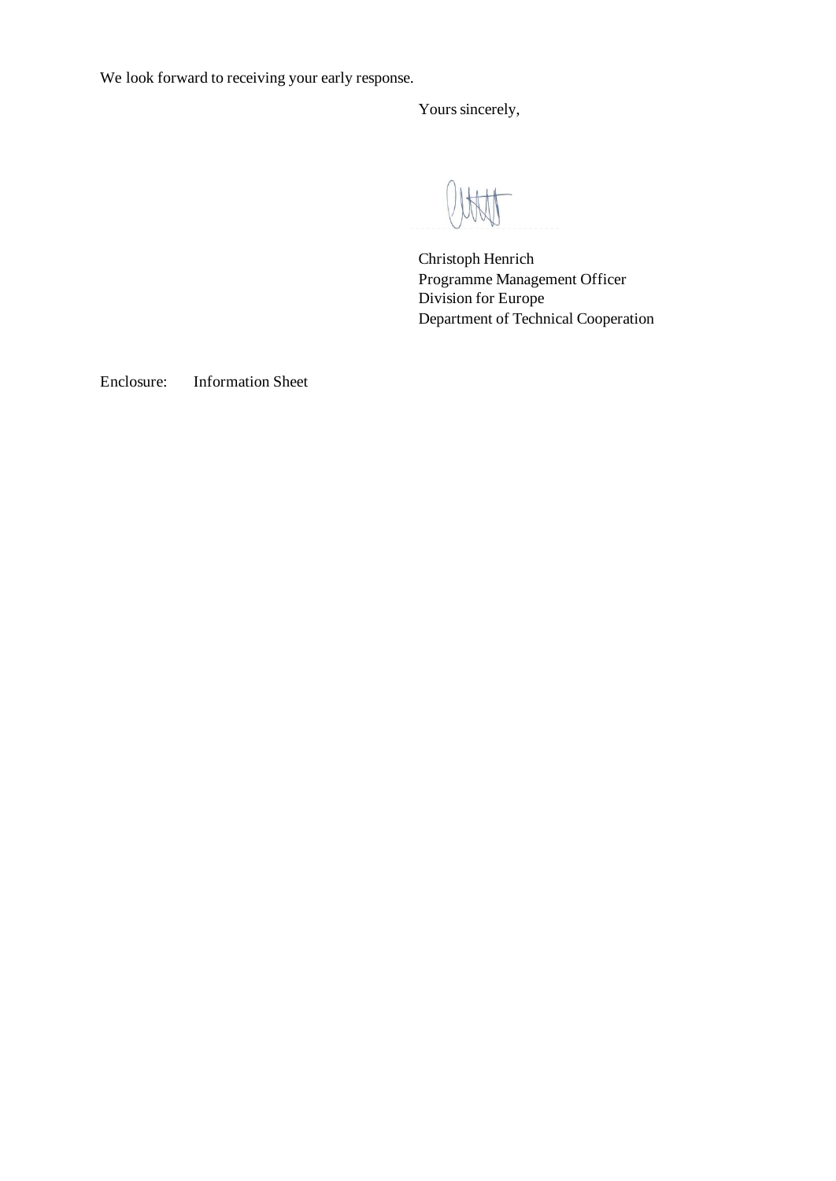We look forward to receiving your early response.

Yours sincerely,

Christoph Henrich
Programme Management Officer
Division for Europe
Department of Technical Cooperation

Enclosure: Information Sheet